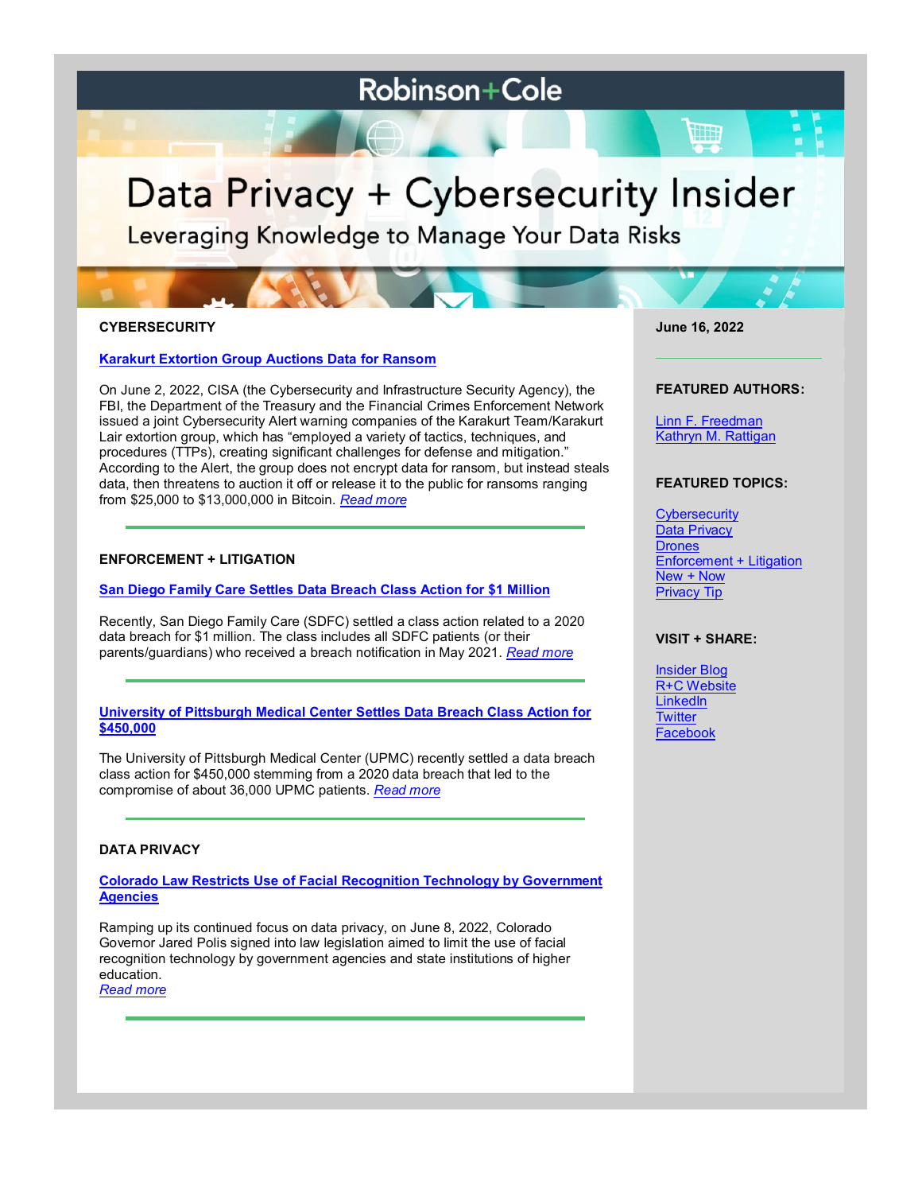# Robinson+Cole

# Data Privacy + Cybersecurity Insider

Leveraging Knowledge to Manage Your Data Risks

## CYBERSECURITY

### Karakurt Extortion Group Auctions Data for Ransom

On June 2, 2022, CISA (the Cybersecurity and Infrastructure Security Agency), the FBI, the Department of the Treasury and the Financial Crimes Enforcement Network issued a joint Cybersecurity Alert warning companies of the Karakurt Team/Karakurt Lair extortion group, which has "employed a variety of tactics, techniques, and procedures (TTPs), creating significant challenges for defense and mitigation." According to the Alert, the group does not encrypt data for ransom, but instead steals data, then threatens to auction it off or release it to the public for ransoms ranging from $25,000 to $13,000,000 in Bitcoin. *Read more*

---

## ENFORCEMENT + LITIGATION

### San Diego Family Care Settles Data Breach Class Action for $1 Million

Recently, San Diego Family Care (SDFC) settled a class action related to a 2020 data breach for $1 million. The class includes all SDFC patients (or their parents/guardians) who received a breach notification in May 2021. *Read more*

---

### University of Pittsburgh Medical Center Settles Data Breach Class Action for $450,000

The University of Pittsburgh Medical Center (UPMC) recently settled a data breach class action for $450,000 stemming from a 2020 data breach that led to the compromise of about 36,000 UPMC patients. *Read more*

---

## DATA PRIVACY

### Colorado Law Restricts Use of Facial Recognition Technology by Government Agencies

Ramping up its continued focus on data privacy, on June 8, 2022, Colorado Governor Jared Polis signed into law legislation aimed to limit the use of facial recognition technology by government agencies and state institutions of higher education.
*Read more*

---

**June 16, 2022**

**FEATURED AUTHORS:**

Linn F. Freedman
Kathryn M. Rattigan

**FEATURED TOPICS:**

Cybersecurity
Data Privacy
Drones
Enforcement + Litigation
New + Now
Privacy Tip

**VISIT + SHARE:**

Insider Blog
R+C Website
LinkedIn
Twitter
Facebook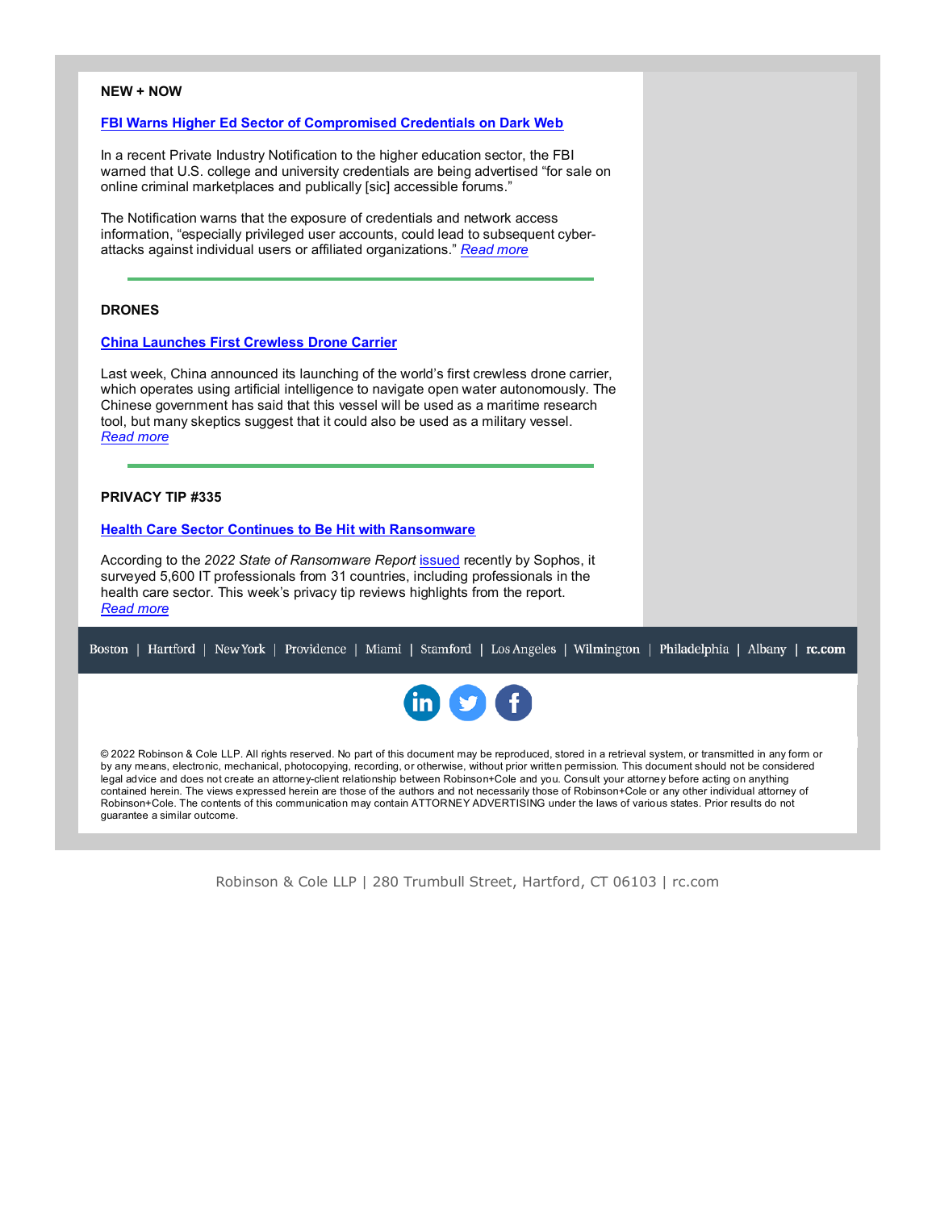**NEW + NOW**

**FBI Warns Higher Ed Sector of Compromised Credentials on Dark Web**

In a recent Private Industry Notification to the higher education sector, the FBI warned that U.S. college and university credentials are being advertised "for sale on online criminal marketplaces and publically [sic] accessible forums."

The Notification warns that the exposure of credentials and network access information, "especially privileged user accounts, could lead to subsequent cyber-attacks against individual users or affiliated organizations." *Read more*

---

**DRONES**

**China Launches First Crewless Drone Carrier**

Last week, China announced its launching of the world's first crewless drone carrier, which operates using artificial intelligence to navigate open water autonomously. The Chinese government has said that this vessel will be used as a maritime research tool, but many skeptics suggest that it could also be used as a military vessel. *Read more*

---

**PRIVACY TIP #335**

**Health Care Sector Continues to Be Hit with Ransomware**

According to the *2022 State of Ransomware Report* issued recently by Sophos, it surveyed 5,600 IT professionals from 31 countries, including professionals in the health care sector. This week's privacy tip reviews highlights from the report. *Read more*

Boston | Hartford | New York | Providence | Miami | Stamford | Los Angeles | Wilmington | Philadelphia | Albany | rc.com

© 2022 Robinson & Cole LLP. All rights reserved. No part of this document may be reproduced, stored in a retrieval system, or transmitted in any form or by any means, electronic, mechanical, photocopying, recording, or otherwise, without prior written permission. This document should not be considered legal advice and does not create an attorney-client relationship between Robinson+Cole and you. Consult your attorney before acting on anything contained herein. The views expressed herein are those of the authors and not necessarily those of Robinson+Cole or any other individual attorney of Robinson+Cole. The contents of this communication may contain ATTORNEY ADVERTISING under the laws of various states. Prior results do not guarantee a similar outcome.

Robinson & Cole LLP | 280 Trumbull Street, Hartford, CT 06103 | rc.com